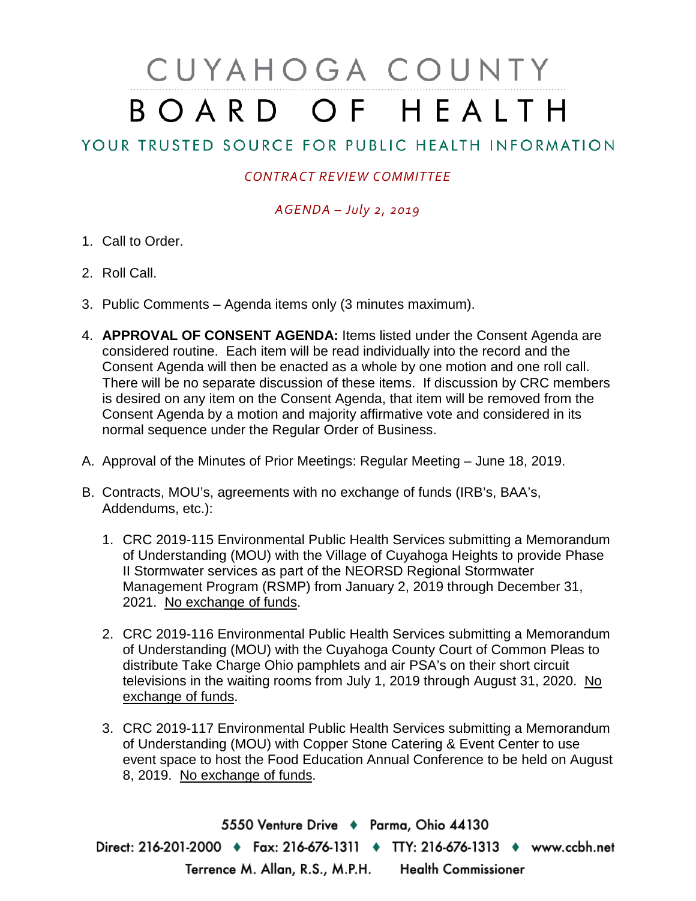# CUYAHOGA COUNTY BOARD OF HEALTH

## YOUR TRUSTED SOURCE FOR PUBLIC HEALTH INFORMATION

*CONTRACT REVIEW COMMITTEE*

*AGENDA – July 2, 2019*

1. Call to Order.

2. Roll Call.

3. Public Comments – Agenda items only (3 minutes maximum).

4. **APPROVAL OF CONSENT AGENDA:** Items listed under the Consent Agenda are considered routine. Each item will be read individually into the record and the Consent Agenda will then be enacted as a whole by one motion and one roll call. There will be no separate discussion of these items. If discussion by CRC members is desired on any item on the Consent Agenda, that item will be removed from the Consent Agenda by a motion and majority affirmative vote and considered in its normal sequence under the Regular Order of Business.

A. Approval of the Minutes of Prior Meetings: Regular Meeting – June 18, 2019.

B. Contracts, MOU's, agreements with no exchange of funds (IRB's, BAA's, Addendums, etc.):

   1. CRC 2019-115 Environmental Public Health Services submitting a Memorandum of Understanding (MOU) with the Village of Cuyahoga Heights to provide Phase II Stormwater services as part of the NEORSD Regional Stormwater Management Program (RSMP) from January 2, 2019 through December 31, 2021. No exchange of funds.

   2. CRC 2019-116 Environmental Public Health Services submitting a Memorandum of Understanding (MOU) with the Cuyahoga County Court of Common Pleas to distribute Take Charge Ohio pamphlets and air PSA's on their short circuit televisions in the waiting rooms from July 1, 2019 through August 31, 2020. No exchange of funds.

   3. CRC 2019-117 Environmental Public Health Services submitting a Memorandum of Understanding (MOU) with Copper Stone Catering & Event Center to use event space to host the Food Education Annual Conference to be held on August 8, 2019. No exchange of funds.

5550 Venture Drive ♦ Parma, Ohio 44130

Direct: 216-201-2000 ♦ Fax: 216-676-1311 ♦ TTY: 216-676-1313 ♦ www.ccbh.net

Terrence M. Allan, R.S., M.P.H. Health Commissioner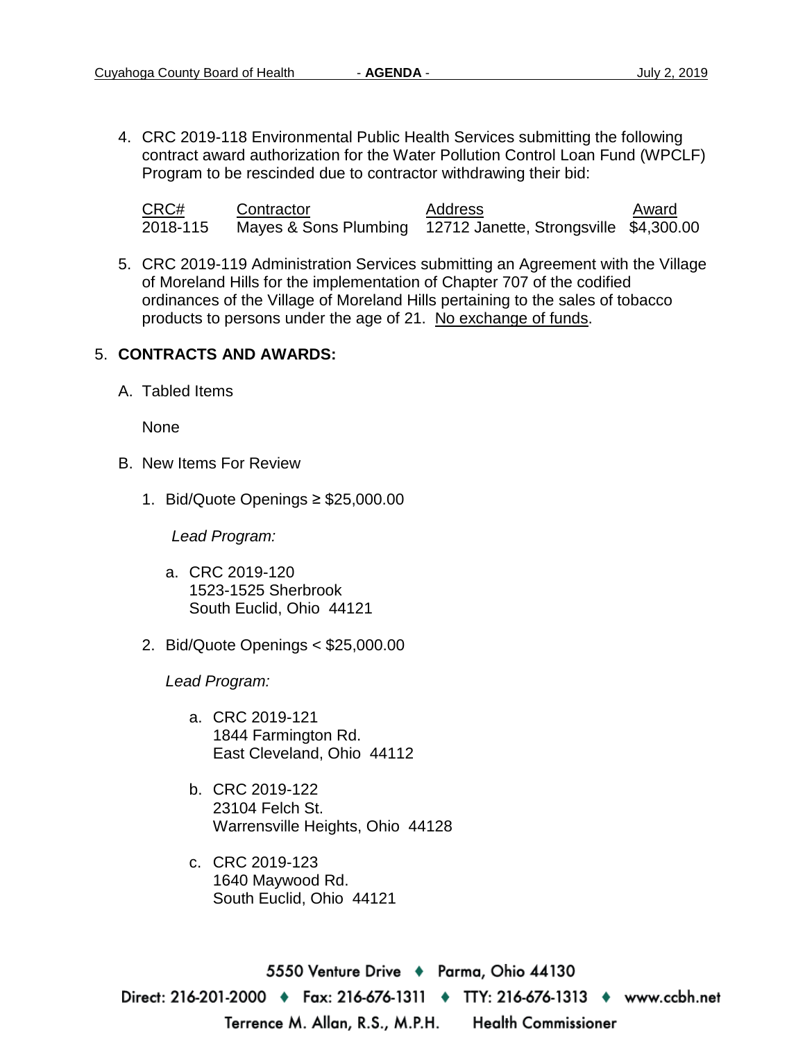4. CRC 2019-118 Environmental Public Health Services submitting the following contract award authorization for the Water Pollution Control Loan Fund (WPCLF) Program to be rescinded due to contractor withdrawing their bid:

| CRC# | Contractor | Address | Award |
|---|---|---|---|
| 2018-115 | Mayes & Sons Plumbing | 12712 Janette, Strongsville | $4,300.00 |

5. CRC 2019-119 Administration Services submitting an Agreement with the Village of Moreland Hills for the implementation of Chapter 707 of the codified ordinances of the Village of Moreland Hills pertaining to the sales of tobacco products to persons under the age of 21. No exchange of funds.

5. **CONTRACTS AND AWARDS:**

   A. Tabled Items

      None

   B. New Items For Review

      1. Bid/Quote Openings ≥ $25,000.00

         *Lead Program:*

         a. CRC 2019-120
            1523-1525 Sherbrook
            South Euclid, Ohio 44121

      2. Bid/Quote Openings < $25,000.00

         *Lead Program:*

         a. CRC 2019-121
            1844 Farmington Rd.
            East Cleveland, Ohio 44112

         b. CRC 2019-122
            23104 Felch St.
            Warrensville Heights, Ohio 44128

         c. CRC 2019-123
            1640 Maywood Rd.
            South Euclid, Ohio 44121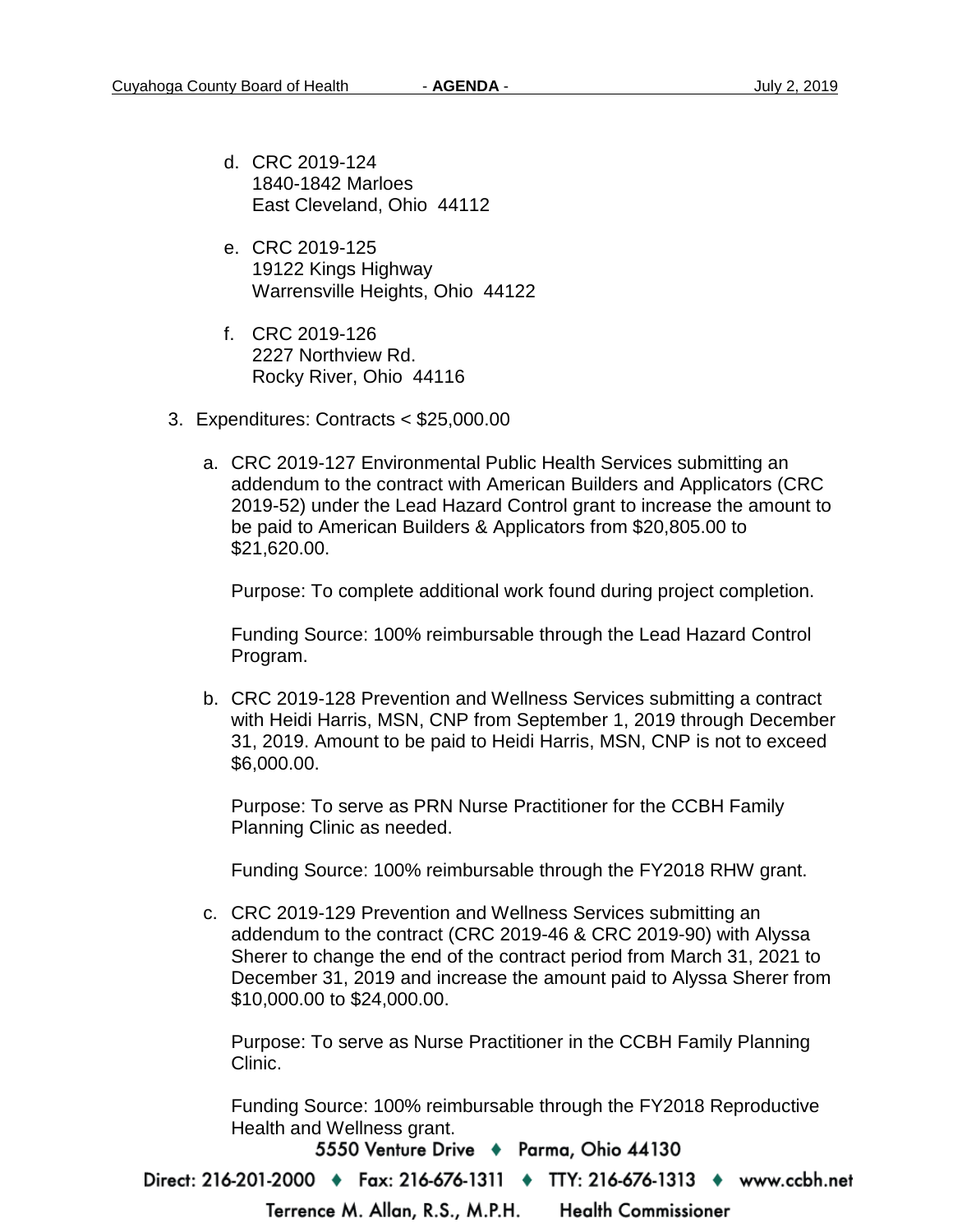d. CRC 2019-124
   1840-1842 Marloes
   East Cleveland, Ohio 44112

e. CRC 2019-125
   19122 Kings Highway
   Warrensville Heights, Ohio 44122

f. CRC 2019-126
   2227 Northview Rd.
   Rocky River, Ohio 44116

3. Expenditures: Contracts < $25,000.00

   a. CRC 2019-127 Environmental Public Health Services submitting an addendum to the contract with American Builders and Applicators (CRC 2019-52) under the Lead Hazard Control grant to increase the amount to be paid to American Builders & Applicators from $20,805.00 to $21,620.00.

      Purpose: To complete additional work found during project completion.

      Funding Source: 100% reimbursable through the Lead Hazard Control Program.

   b. CRC 2019-128 Prevention and Wellness Services submitting a contract with Heidi Harris, MSN, CNP from September 1, 2019 through December 31, 2019. Amount to be paid to Heidi Harris, MSN, CNP is not to exceed $6,000.00.

      Purpose: To serve as PRN Nurse Practitioner for the CCBH Family Planning Clinic as needed.

      Funding Source: 100% reimbursable through the FY2018 RHW grant.

   c. CRC 2019-129 Prevention and Wellness Services submitting an addendum to the contract (CRC 2019-46 & CRC 2019-90) with Alyssa Sherer to change the end of the contract period from March 31, 2021 to December 31, 2019 and increase the amount paid to Alyssa Sherer from $10,000.00 to $24,000.00.

      Purpose: To serve as Nurse Practitioner in the CCBH Family Planning Clinic.

      Funding Source: 100% reimbursable through the FY2018 Reproductive Health and Wellness grant.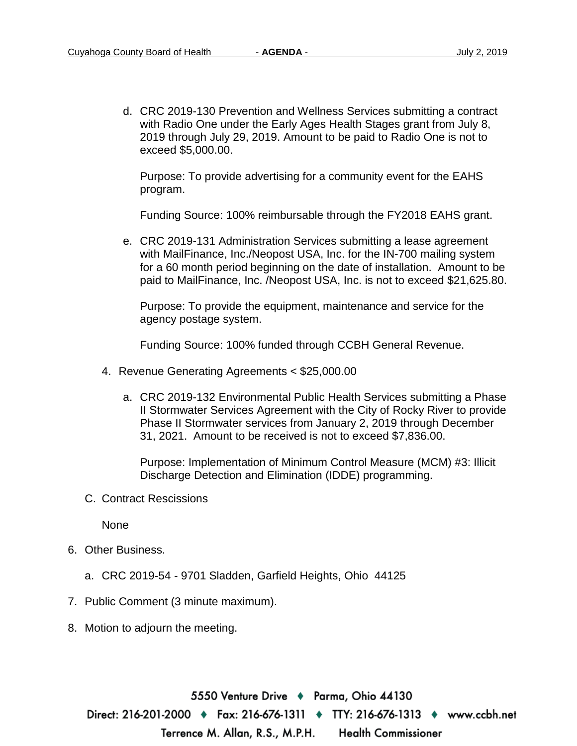d. CRC 2019-130 Prevention and Wellness Services submitting a contract with Radio One under the Early Ages Health Stages grant from July 8, 2019 through July 29, 2019. Amount to be paid to Radio One is not to exceed $5,000.00.

   Purpose: To provide advertising for a community event for the EAHS program.

   Funding Source: 100% reimbursable through the FY2018 EAHS grant.

e. CRC 2019-131 Administration Services submitting a lease agreement with MailFinance, Inc./Neopost USA, Inc. for the IN-700 mailing system for a 60 month period beginning on the date of installation. Amount to be paid to MailFinance, Inc. /Neopost USA, Inc. is not to exceed $21,625.80.

   Purpose: To provide the equipment, maintenance and service for the agency postage system.

   Funding Source: 100% funded through CCBH General Revenue.

4. Revenue Generating Agreements < $25,000.00

   a. CRC 2019-132 Environmental Public Health Services submitting a Phase II Stormwater Services Agreement with the City of Rocky River to provide Phase II Stormwater services from January 2, 2019 through December 31, 2021. Amount to be received is not to exceed $7,836.00.

      Purpose: Implementation of Minimum Control Measure (MCM) #3: Illicit Discharge Detection and Elimination (IDDE) programming.

C. Contract Rescissions

   None

6. Other Business.

   a. CRC 2019-54 - 9701 Sladden, Garfield Heights, Ohio 44125

7. Public Comment (3 minute maximum).

8. Motion to adjourn the meeting.

5550 Venture Drive ♦ Parma, Ohio 44130

Direct: 216-201-2000 ♦ Fax: 216-676-1311 ♦ TTY: 216-676-1313 ♦ www.ccbh.net

Terrence M. Allan, R.S., M.P.H. Health Commissioner